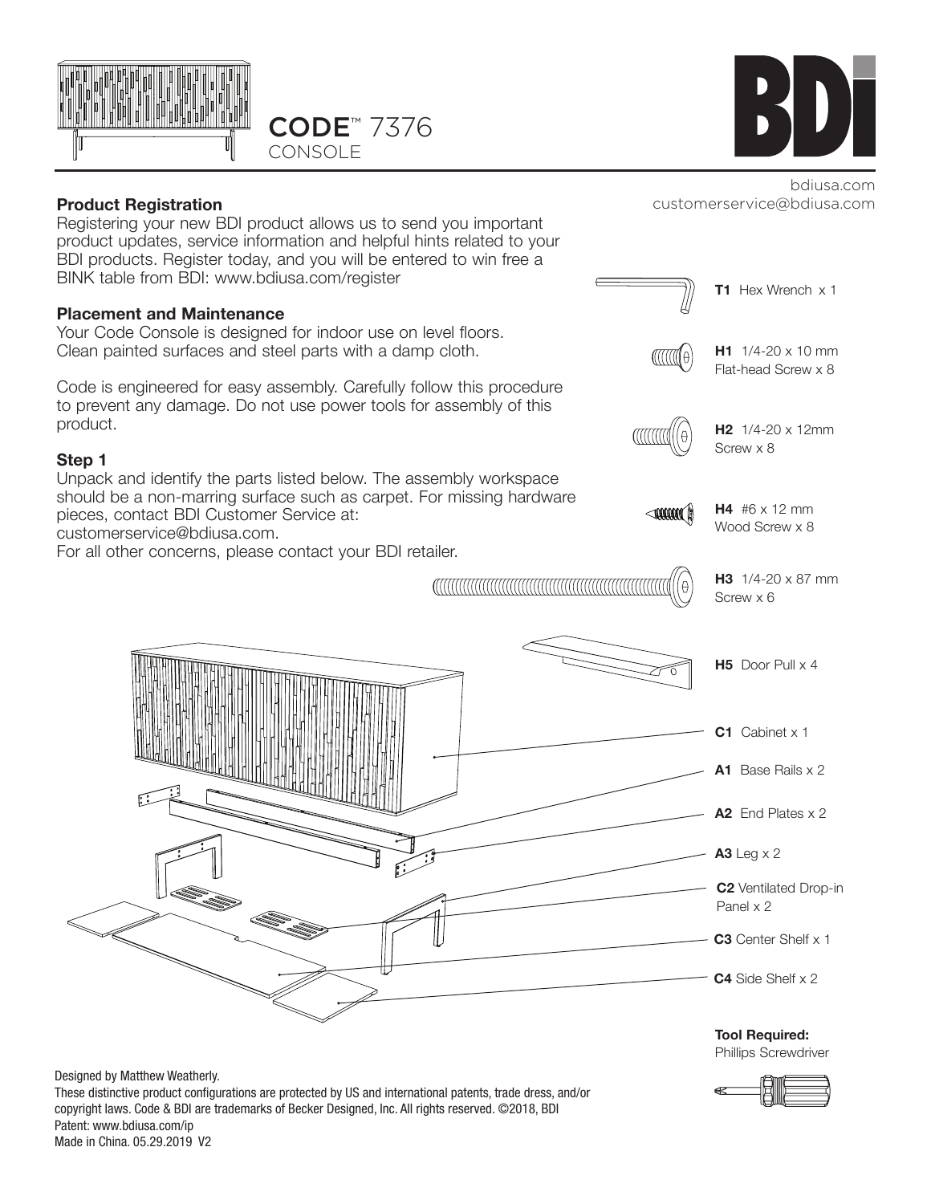# CODE™ 7376 CONSOLE

BDI

bdiusa.com
customerservice@bdiusa.com

## Product Registration

Registering your new BDI product allows us to send you important product updates, service information and helpful hints related to your BDI products. Register today, and you will be entered to win free a BINK table from BDI: www.bdiusa.com/register

## Placement and Maintenance

Your Code Console is designed for indoor use on level floors. Clean painted surfaces and steel parts with a damp cloth.

Code is engineered for easy assembly. Carefully follow this procedure to prevent any damage. Do not use power tools for assembly of this product.

## Step 1

Unpack and identify the parts listed below. The assembly workspace should be a non-marring surface such as carpet. For missing hardware pieces, contact BDI Customer Service at: customerservice@bdiusa.com.
For all other concerns, please contact your BDI retailer.

- **T1** Hex Wrench x 1
- **H1** 1/4-20 x 10 mm Flat-head Screw x 8
- **H2** 1/4-20 x 12mm Screw x 8
- **H4** #6 x 12 mm Wood Screw x 8
- **H3** 1/4-20 x 87 mm Screw x 6
- **H5** Door Pull x 4
- **C1** Cabinet x 1
- **A1** Base Rails x 2
- **A2** End Plates x 2
- **A3** Leg x 2
- **C2** Ventilated Drop-in Panel x 2
- **C3** Center Shelf x 1
- **C4** Side Shelf x 2

**Tool Required:**
Phillips Screwdriver

Designed by Matthew Weatherly.
These distinctive product configurations are protected by US and international patents, trade dress, and/or copyright laws. Code & BDI are trademarks of Becker Designed, Inc. All rights reserved. ©2018, BDI
Patent: www.bdiusa.com/ip
Made in China. 05.29.2019 V2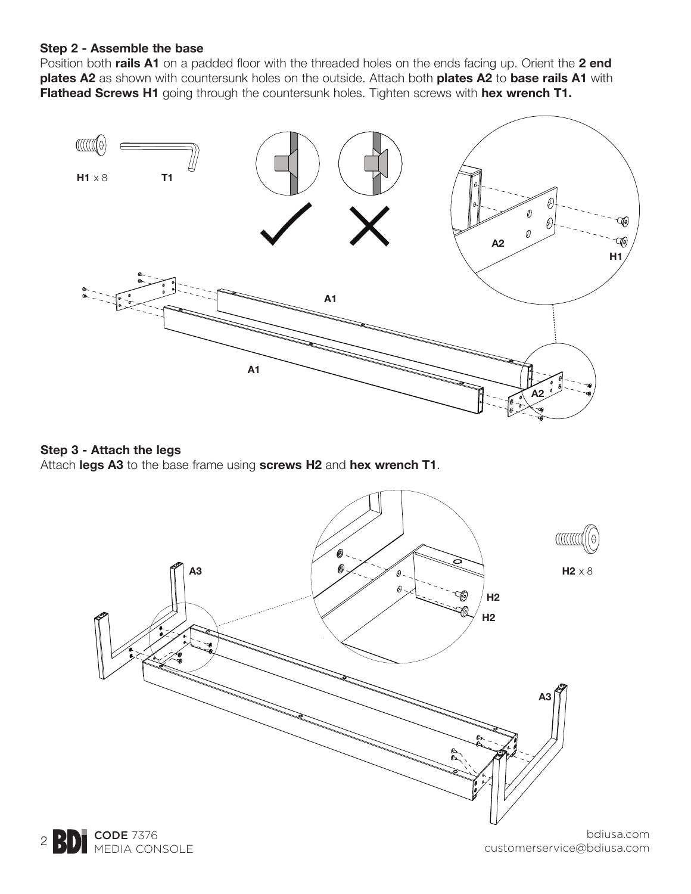### Step 2 - Assemble the base

Position both **rails A1** on a padded floor with the threaded holes on the ends facing up. Orient the **2 end plates A2** as shown with countersunk holes on the outside. Attach both **plates A2** to **base rails A1** with **Flathead Screws H1** going through the countersunk holes. Tighten screws with **hex wrench T1.**

**H1** x 8 **T1**

### Step 3 - Attach the legs

Attach **legs A3** to the base frame using **screws H2** and **hex wrench T1**.

**H2** x 8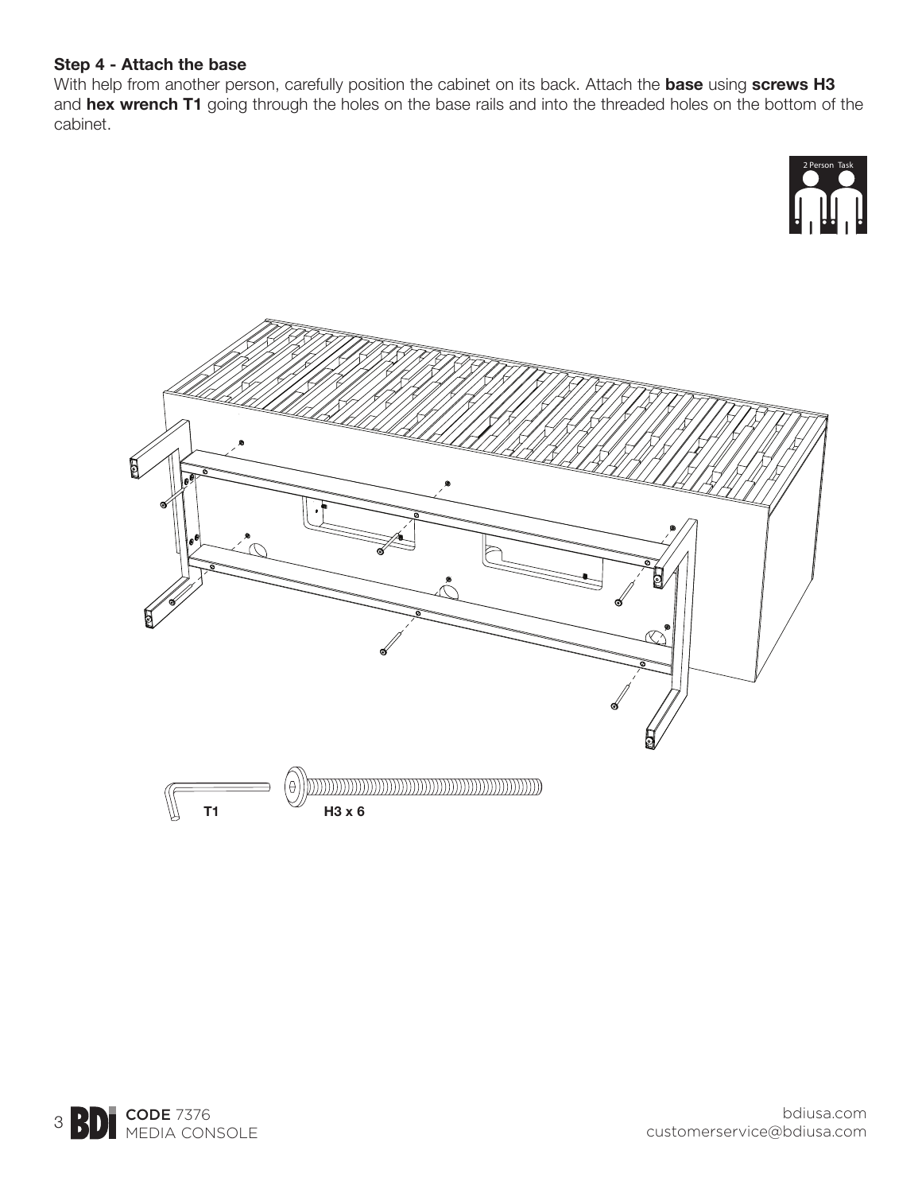### Step 4 - Attach the base

With help from another person, carefully position the cabinet on its back. Attach the **base** using **screws H3** and **hex wrench T1** going through the holes on the base rails and into the threaded holes on the bottom of the cabinet.

2 Person Task

**T1** **H3 x 6**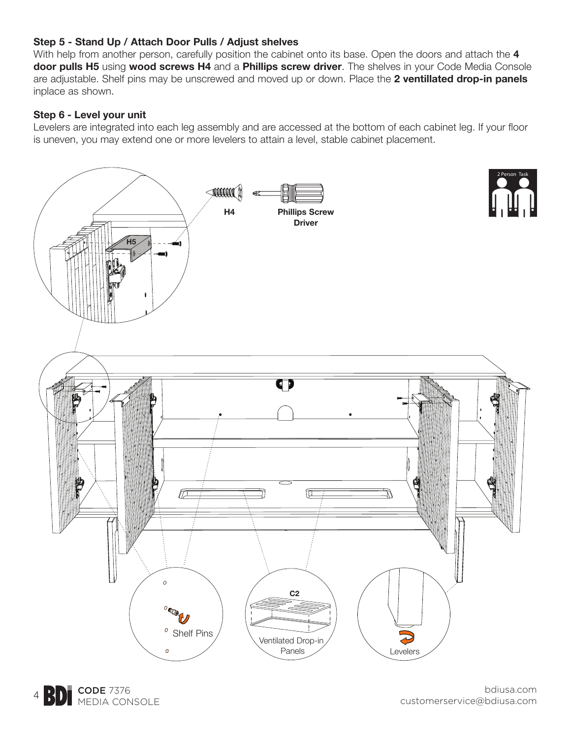### Step 5 - Stand Up / Attach Door Pulls / Adjust shelves

With help from another person, carefully position the cabinet onto its base. Open the doors and attach the **4 door pulls H5** using **wood screws H4** and a **Phillips screw driver**. The shelves in your Code Media Console are adjustable. Shelf pins may be unscrewed and moved up or down. Place the **2 ventillated drop-in panels** inplace as shown.

### Step 6 - Level your unit

Levelers are integrated into each leg assembly and are accessed at the bottom of each cabinet leg. If your floor is uneven, you may extend one or more levelers to attain a level, stable cabinet placement.

**H4** **Phillips Screw Driver**

2 Person Task

H5

Shelf Pins

C2

Ventilated Drop-in Panels

Levelers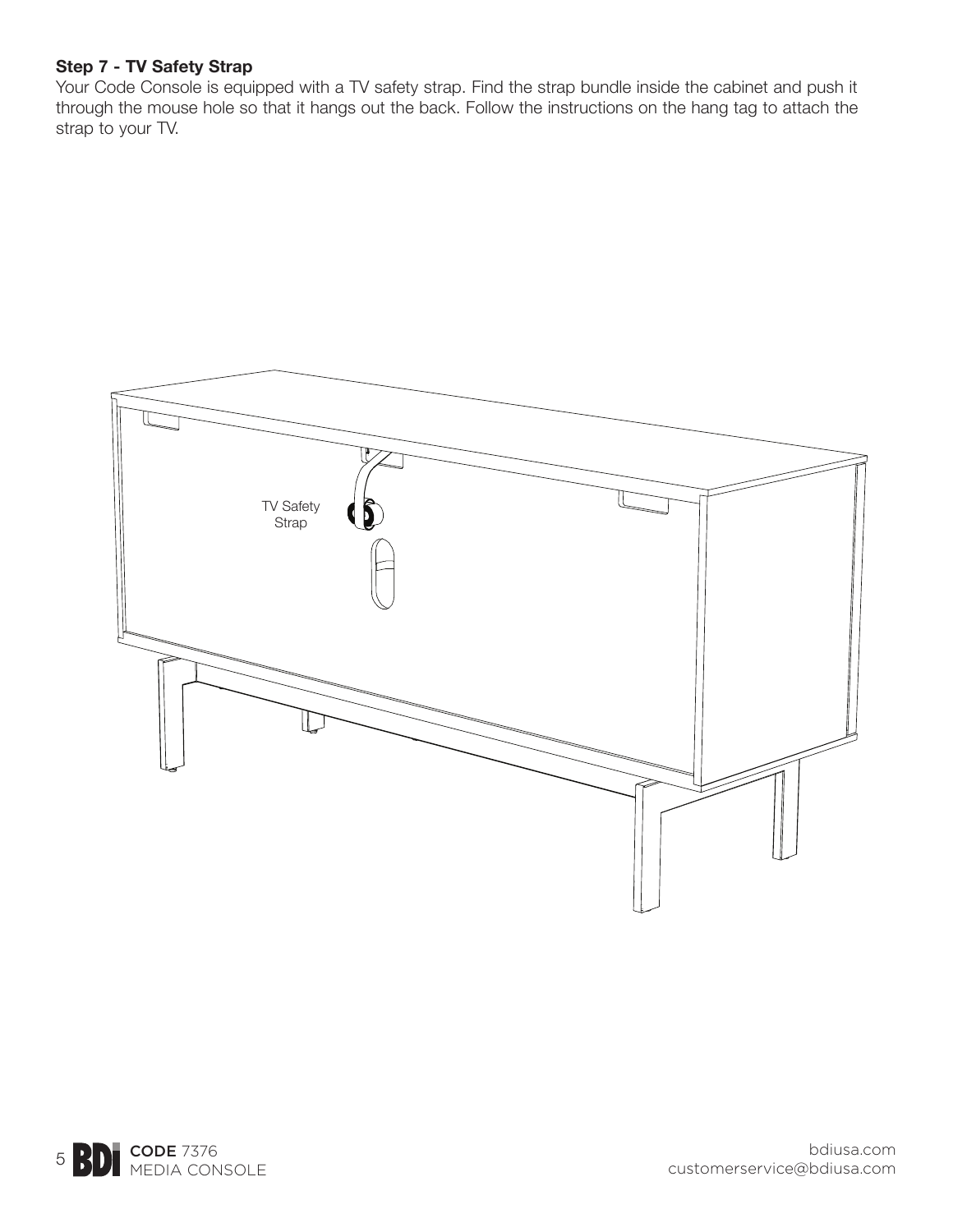**Step 7 - TV Safety Strap**

Your Code Console is equipped with a TV safety strap. Find the strap bundle inside the cabinet and push it through the mouse hole so that it hangs out the back. Follow the instructions on the hang tag to attach the strap to your TV.

TV Safety Strap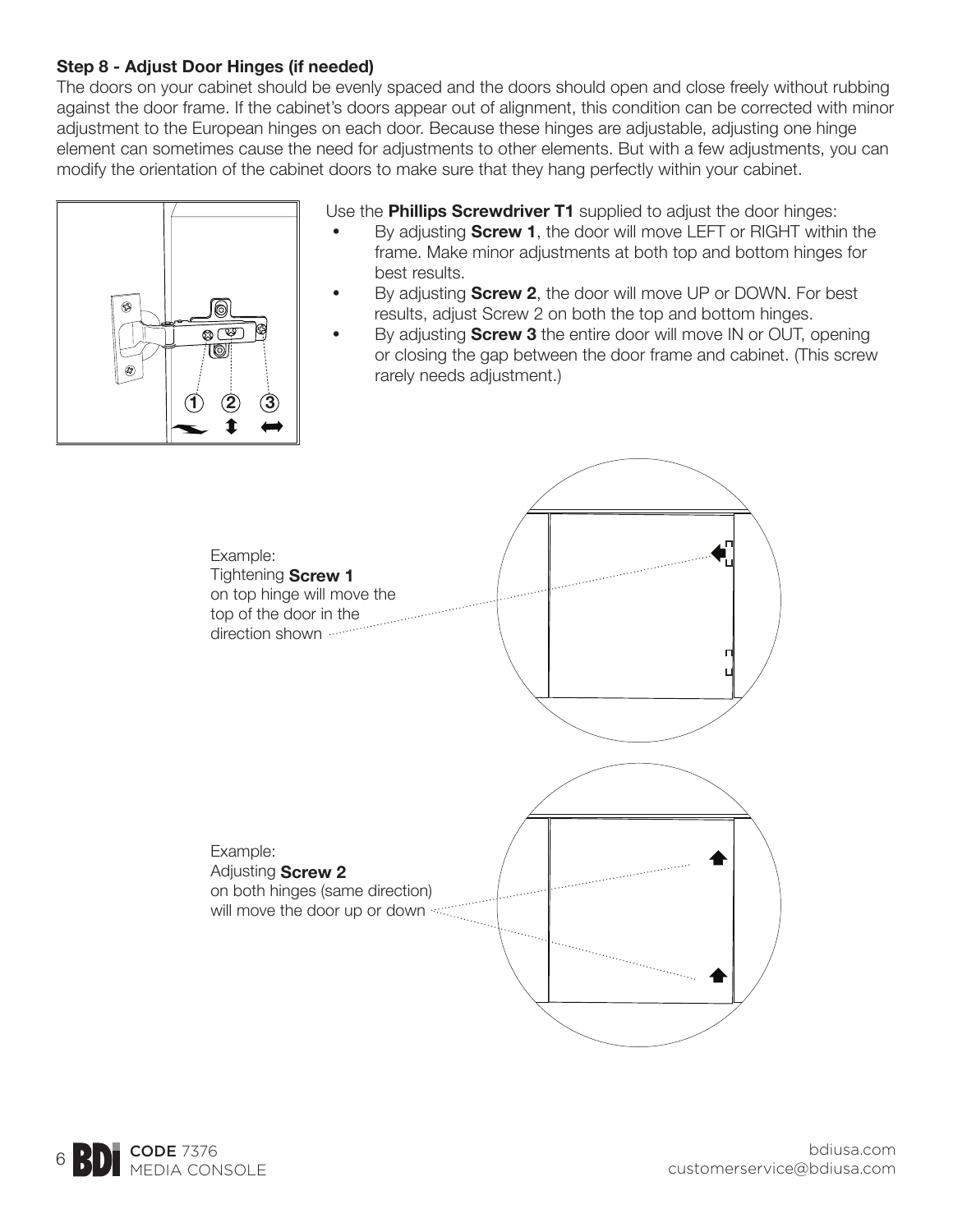**Step 8 - Adjust Door Hinges (if needed)**

The doors on your cabinet should be evenly spaced and the doors should open and close freely without rubbing against the door frame. If the cabinet's doors appear out of alignment, this condition can be corrected with minor adjustment to the European hinges on each door. Because these hinges are adjustable, adjusting one hinge element can sometimes cause the need for adjustments to other elements. But with a few adjustments, you can modify the orientation of the cabinet doors to make sure that they hang perfectly within your cabinet.

Use the **Phillips Screwdriver T1** supplied to adjust the door hinges:

- By adjusting **Screw 1**, the door will move LEFT or RIGHT within the frame. Make minor adjustments at both top and bottom hinges for best results.
- By adjusting **Screw 2**, the door will move UP or DOWN. For best results, adjust Screw 2 on both the top and bottom hinges.
- By adjusting **Screw 3** the entire door will move IN or OUT, opening or closing the gap between the door frame and cabinet. (This screw rarely needs adjustment.)

1 2 3

Example:
Tightening **Screw 1**
on top hinge will move the top of the door in the direction shown

Example:
Adjusting **Screw 2**
on both hinges (same direction) will move the door up or down